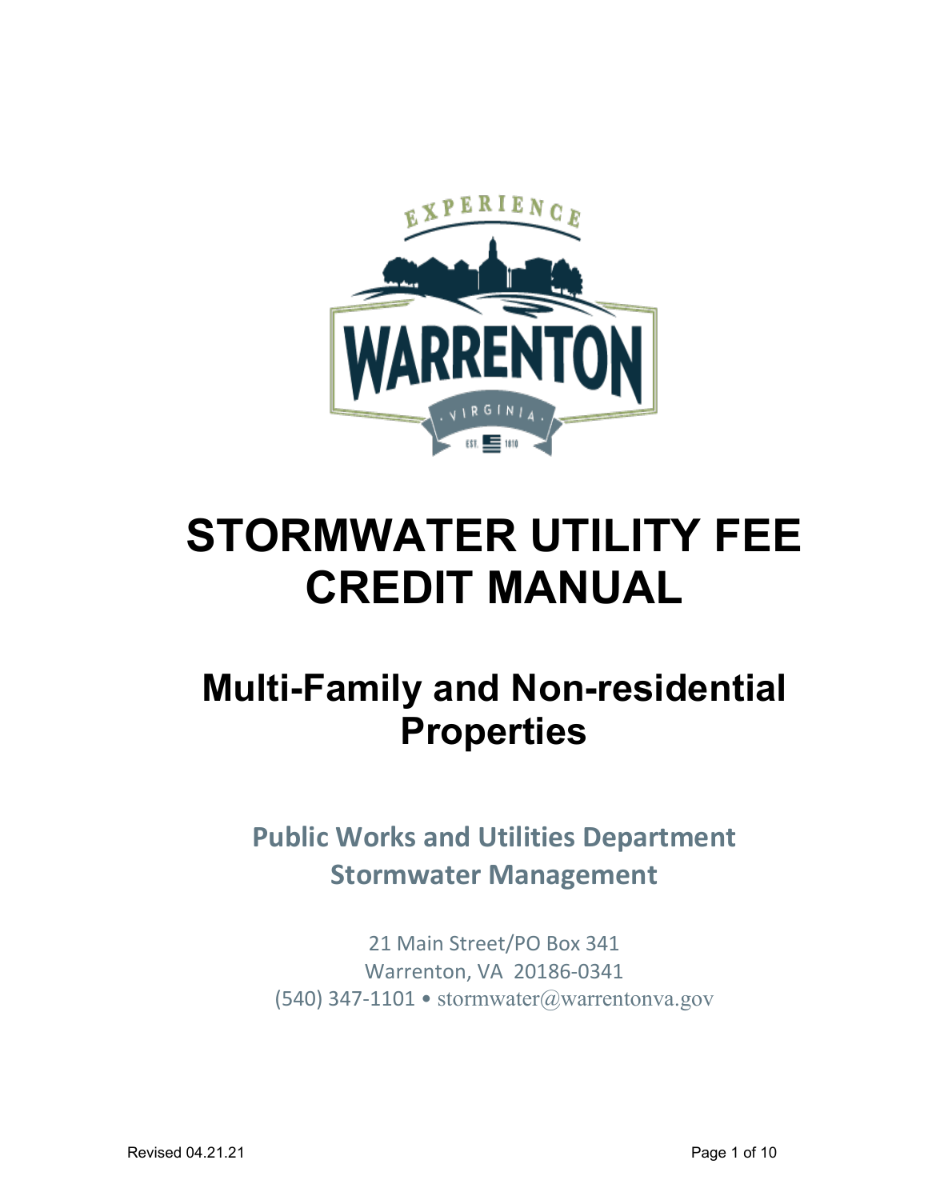# STORMWATER UTILITY FEE CREDIT MANUAL

## Multi-Family and Non-residential Properties

**Public Works and Utilities Department**
**Stormwater Management**

21 Main Street/PO Box 341
Warrenton, VA 20186-0341
(540) 347-1101 • stormwater@warrentonva.gov

Revised 04.21.21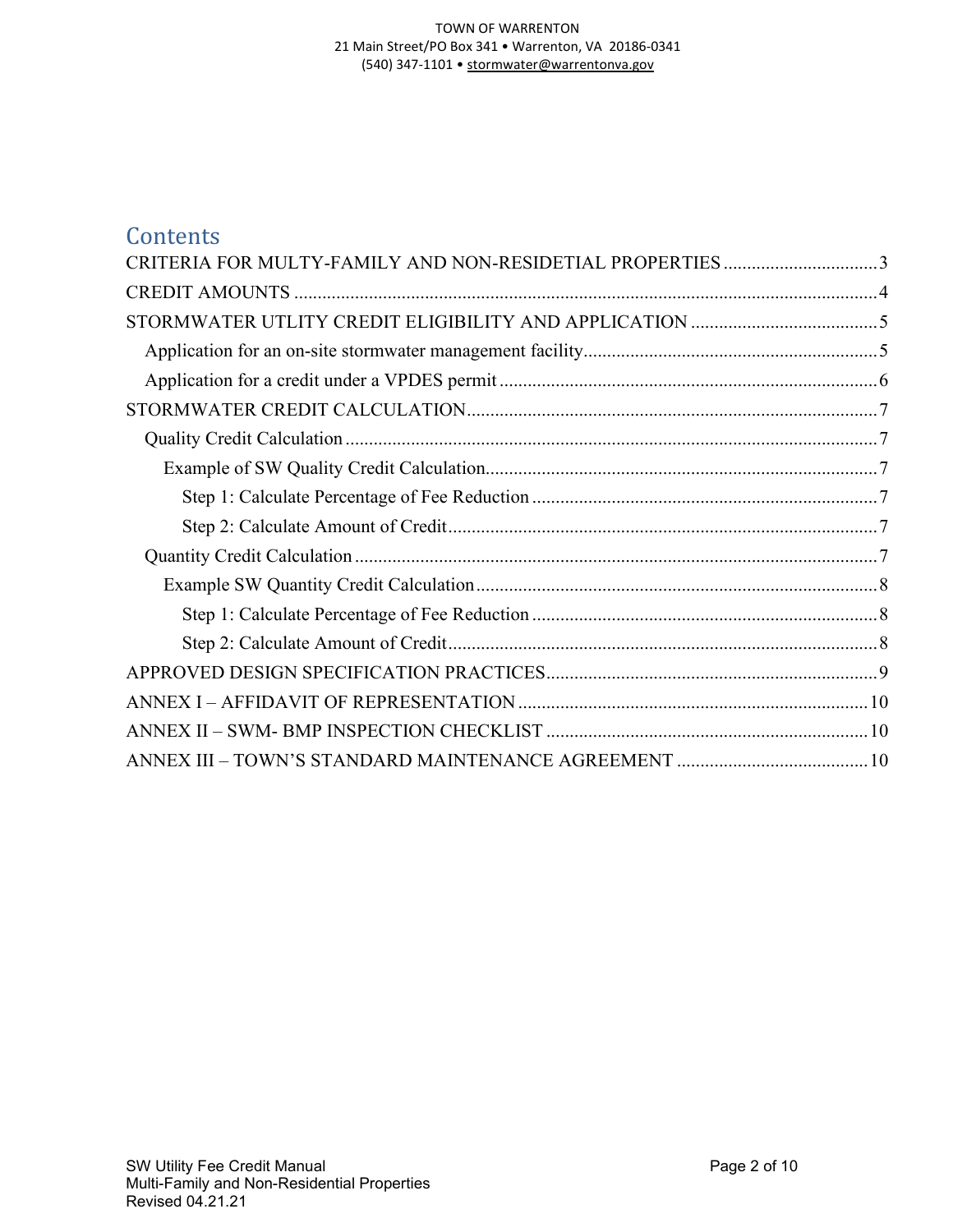# Contents

CRITERIA FOR MULTY-FAMILY AND NON-RESIDETIAL PROPERTIES .................................3

CREDIT AMOUNTS ..........................................................................................................4

STORMWATER UTLITY CREDIT ELIGIBILITY AND APPLICATION ........................................5

- Application for an on-site stormwater management facility..............................................................5
- Application for a credit under a VPDES permit................................................................................6

STORMWATER CREDIT CALCULATION........................................................................................7

- Quality Credit Calculation .................................................................................................................7
  - Example of SW Quality Credit Calculation....................................................................................7
    - Step 1: Calculate Percentage of Fee Reduction .........................................................................7
    - Step 2: Calculate Amount of Credit...........................................................................................7
- Quantity Credit Calculation ................................................................................................................7
  - Example SW Quantity Credit Calculation.....................................................................................8
    - Step 1: Calculate Percentage of Fee Reduction .........................................................................8
    - Step 2: Calculate Amount of Credit...........................................................................................8

APPROVED DESIGN SPECIFICATION PRACTICES.......................................................................9

ANNEX I – AFFIDAVIT OF REPRESENTATION ...........................................................................10

ANNEX II – SWM- BMP INSPECTION CHECKLIST .....................................................................10

ANNEX III – TOWN'S STANDARD MAINTENANCE AGREEMENT .........................................10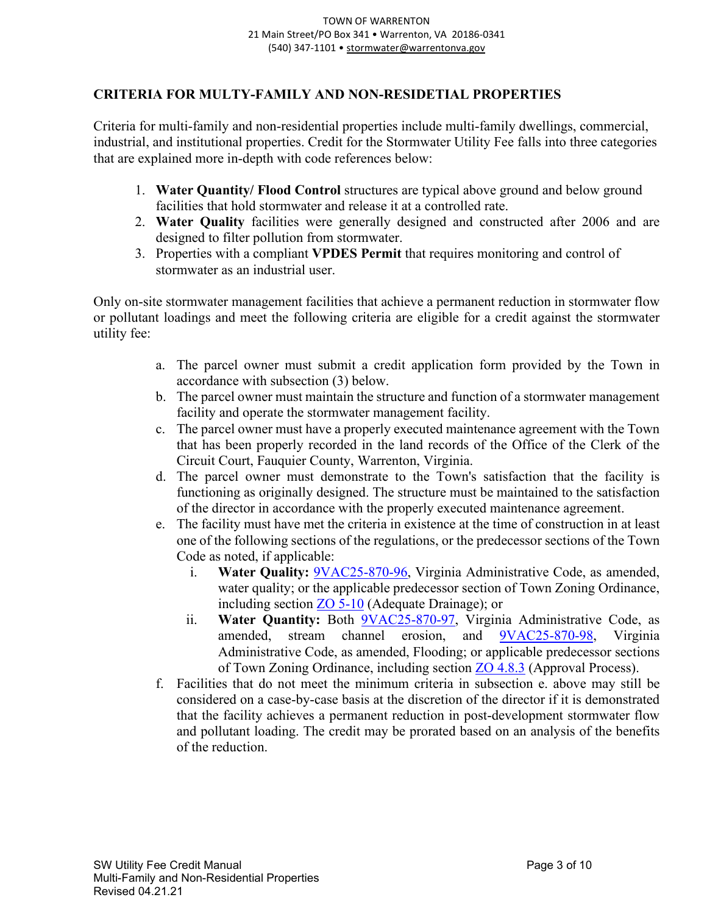## CRITERIA FOR MULTY-FAMILY AND NON-RESIDETIAL PROPERTIES

Criteria for multi-family and non-residential properties include multi-family dwellings, commercial, industrial, and institutional properties. Credit for the Stormwater Utility Fee falls into three categories that are explained more in-depth with code references below:

1. **Water Quantity/ Flood Control** structures are typical above ground and below ground facilities that hold stormwater and release it at a controlled rate.
2. **Water Quality** facilities were generally designed and constructed after 2006 and are designed to filter pollution from stormwater.
3. Properties with a compliant **VPDES Permit** that requires monitoring and control of stormwater as an industrial user.

Only on-site stormwater management facilities that achieve a permanent reduction in stormwater flow or pollutant loadings and meet the following criteria are eligible for a credit against the stormwater utility fee:

a. The parcel owner must submit a credit application form provided by the Town in accordance with subsection (3) below.
b. The parcel owner must maintain the structure and function of a stormwater management facility and operate the stormwater management facility.
c. The parcel owner must have a properly executed maintenance agreement with the Town that has been properly recorded in the land records of the Office of the Clerk of the Circuit Court, Fauquier County, Warrenton, Virginia.
d. The parcel owner must demonstrate to the Town's satisfaction that the facility is functioning as originally designed. The structure must be maintained to the satisfaction of the director in accordance with the properly executed maintenance agreement.
e. The facility must have met the criteria in existence at the time of construction in at least one of the following sections of the regulations, or the predecessor sections of the Town Code as noted, if applicable:
    i. **Water Quality:** 9VAC25-870-96, Virginia Administrative Code, as amended, water quality; or the applicable predecessor section of Town Zoning Ordinance, including section ZO 5-10 (Adequate Drainage); or
    ii. **Water Quantity:** Both 9VAC25-870-97, Virginia Administrative Code, as amended, stream channel erosion, and 9VAC25-870-98, Virginia Administrative Code, as amended, Flooding; or applicable predecessor sections of Town Zoning Ordinance, including section ZO 4.8.3 (Approval Process).
f. Facilities that do not meet the minimum criteria in subsection e. above may still be considered on a case-by-case basis at the discretion of the director if it is demonstrated that the facility achieves a permanent reduction in post-development stormwater flow and pollutant loading. The credit may be prorated based on an analysis of the benefits of the reduction.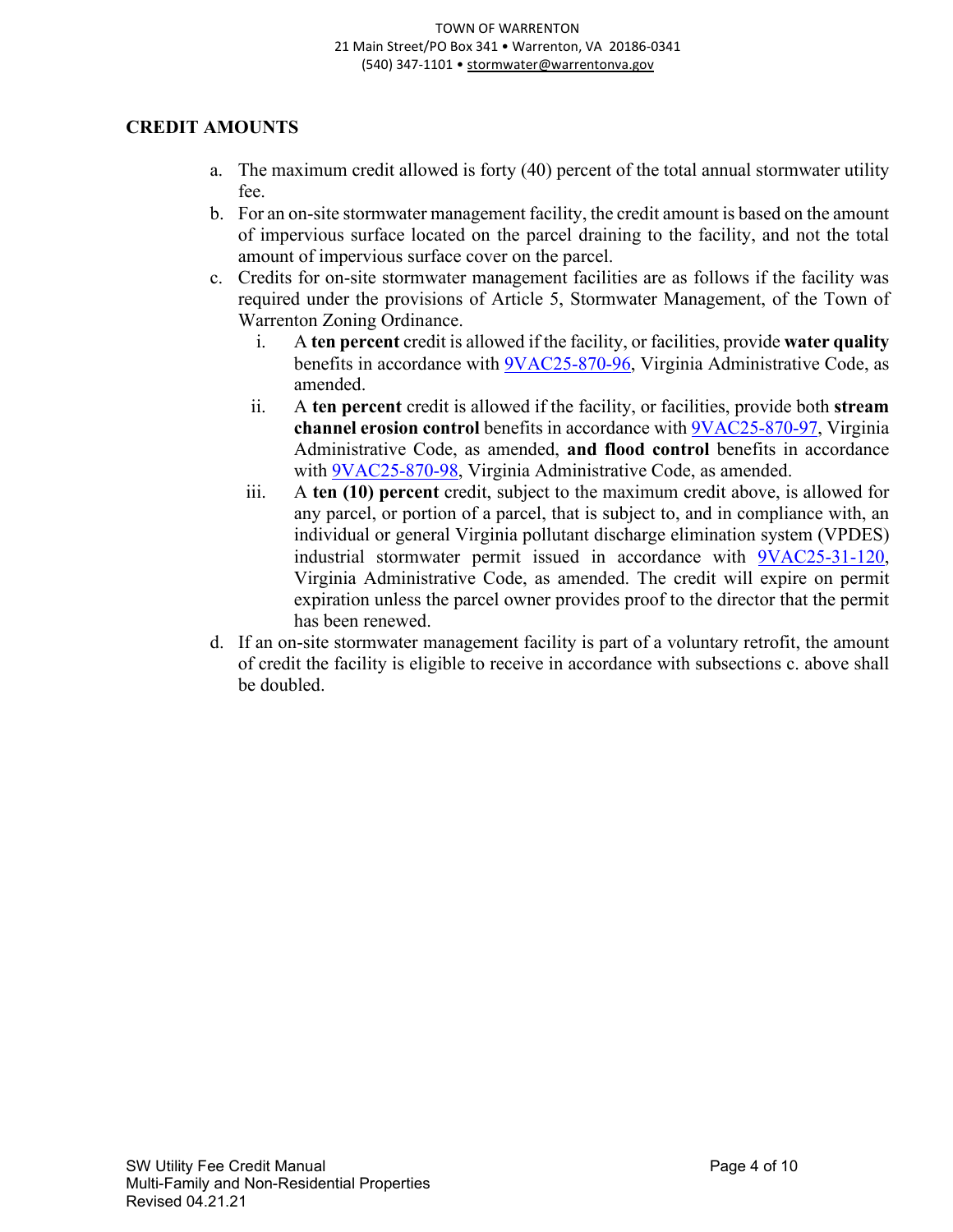## CREDIT AMOUNTS

a. The maximum credit allowed is forty (40) percent of the total annual stormwater utility fee.

b. For an on-site stormwater management facility, the credit amount is based on the amount of impervious surface located on the parcel draining to the facility, and not the total amount of impervious surface cover on the parcel.

c. Credits for on-site stormwater management facilities are as follows if the facility was required under the provisions of Article 5, Stormwater Management, of the Town of Warrenton Zoning Ordinance.

   i. A **ten percent** credit is allowed if the facility, or facilities, provide **water quality** benefits in accordance with 9VAC25-870-96, Virginia Administrative Code, as amended.

   ii. A **ten percent** credit is allowed if the facility, or facilities, provide both **stream channel erosion control** benefits in accordance with 9VAC25-870-97, Virginia Administrative Code, as amended, **and flood control** benefits in accordance with 9VAC25-870-98, Virginia Administrative Code, as amended.

   iii. A **ten (10) percent** credit, subject to the maximum credit above, is allowed for any parcel, or portion of a parcel, that is subject to, and in compliance with, an individual or general Virginia pollutant discharge elimination system (VPDES) industrial stormwater permit issued in accordance with 9VAC25-31-120, Virginia Administrative Code, as amended. The credit will expire on permit expiration unless the parcel owner provides proof to the director that the permit has been renewed.

d. If an on-site stormwater management facility is part of a voluntary retrofit, the amount of credit the facility is eligible to receive in accordance with subsections c. above shall be doubled.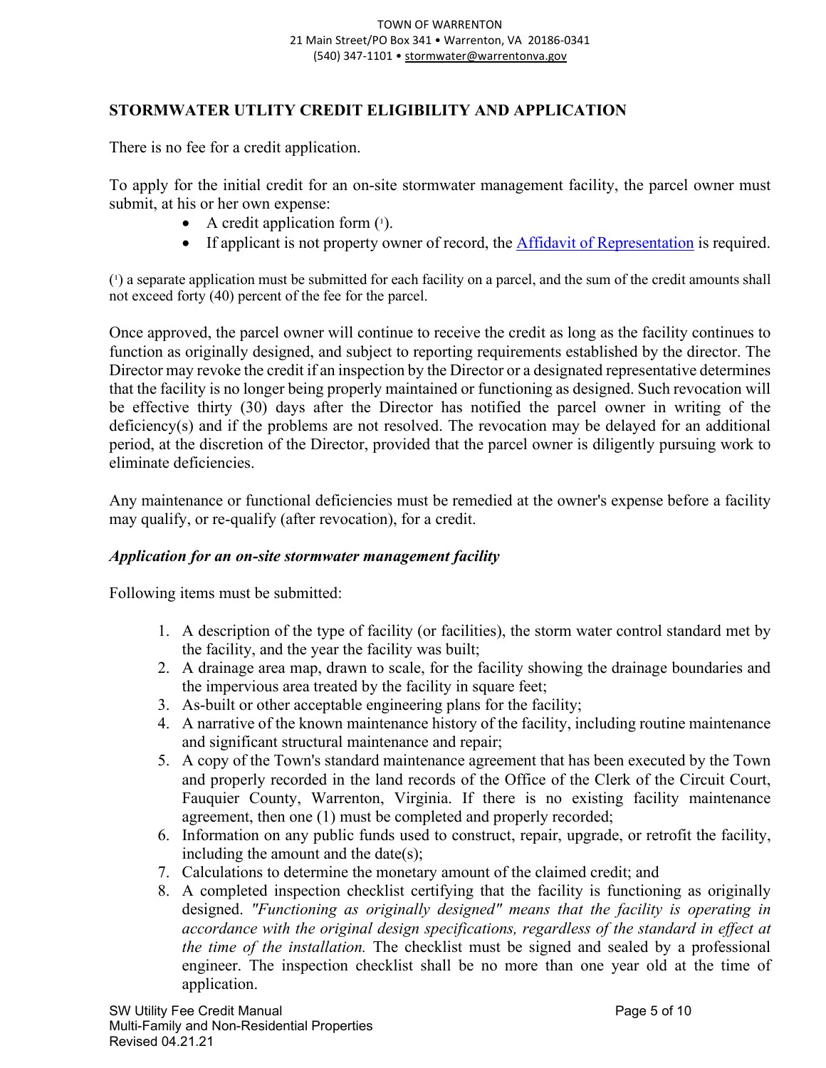## STORMWATER UTLITY CREDIT ELIGIBILITY AND APPLICATION

There is no fee for a credit application.

To apply for the initial credit for an on-site stormwater management facility, the parcel owner must submit, at his or her own expense:

- A credit application form ([1]).
- If applicant is not property owner of record, the Affidavit of Representation is required.

([1]) a separate application must be submitted for each facility on a parcel, and the sum of the credit amounts shall not exceed forty (40) percent of the fee for the parcel.

Once approved, the parcel owner will continue to receive the credit as long as the facility continues to function as originally designed, and subject to reporting requirements established by the director. The Director may revoke the credit if an inspection by the Director or a designated representative determines that the facility is no longer being properly maintained or functioning as designed. Such revocation will be effective thirty (30) days after the Director has notified the parcel owner in writing of the deficiency(s) and if the problems are not resolved. The revocation may be delayed for an additional period, at the discretion of the Director, provided that the parcel owner is diligently pursuing work to eliminate deficiencies.

Any maintenance or functional deficiencies must be remedied at the owner's expense before a facility may qualify, or re-qualify (after revocation), for a credit.

### *Application for an on-site stormwater management facility*

Following items must be submitted:

1. A description of the type of facility (or facilities), the storm water control standard met by the facility, and the year the facility was built;
2. A drainage area map, drawn to scale, for the facility showing the drainage boundaries and the impervious area treated by the facility in square feet;
3. As-built or other acceptable engineering plans for the facility;
4. A narrative of the known maintenance history of the facility, including routine maintenance and significant structural maintenance and repair;
5. A copy of the Town's standard maintenance agreement that has been executed by the Town and properly recorded in the land records of the Office of the Clerk of the Circuit Court, Fauquier County, Warrenton, Virginia. If there is no existing facility maintenance agreement, then one (1) must be completed and properly recorded;
6. Information on any public funds used to construct, repair, upgrade, or retrofit the facility, including the amount and the date(s);
7. Calculations to determine the monetary amount of the claimed credit; and
8. A completed inspection checklist certifying that the facility is functioning as originally designed. *"Functioning as originally designed" means that the facility is operating in accordance with the original design specifications, regardless of the standard in effect at the time of the installation.* The checklist must be signed and sealed by a professional engineer. The inspection checklist shall be no more than one year old at the time of application.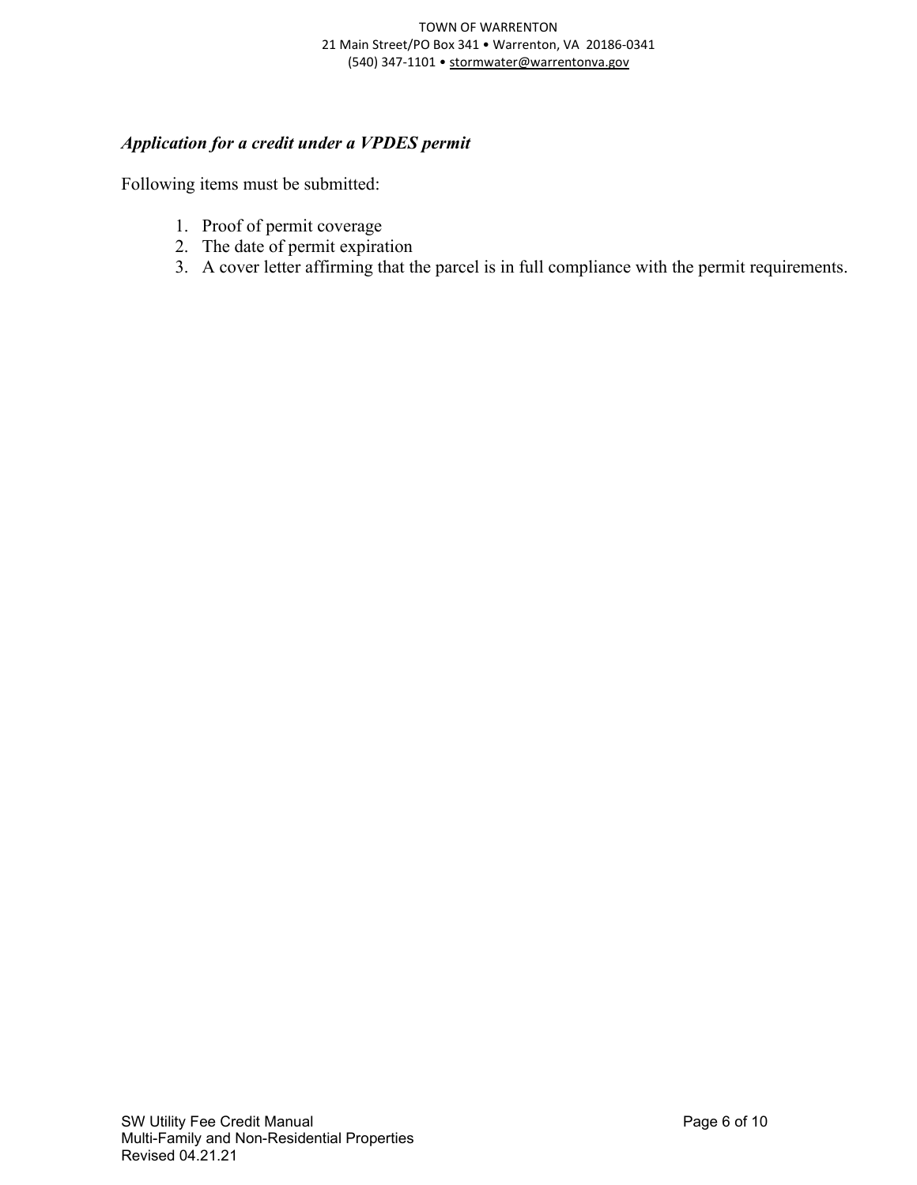*Application for a credit under a VPDES permit*

Following items must be submitted:

1. Proof of permit coverage
2. The date of permit expiration
3. A cover letter affirming that the parcel is in full compliance with the permit requirements.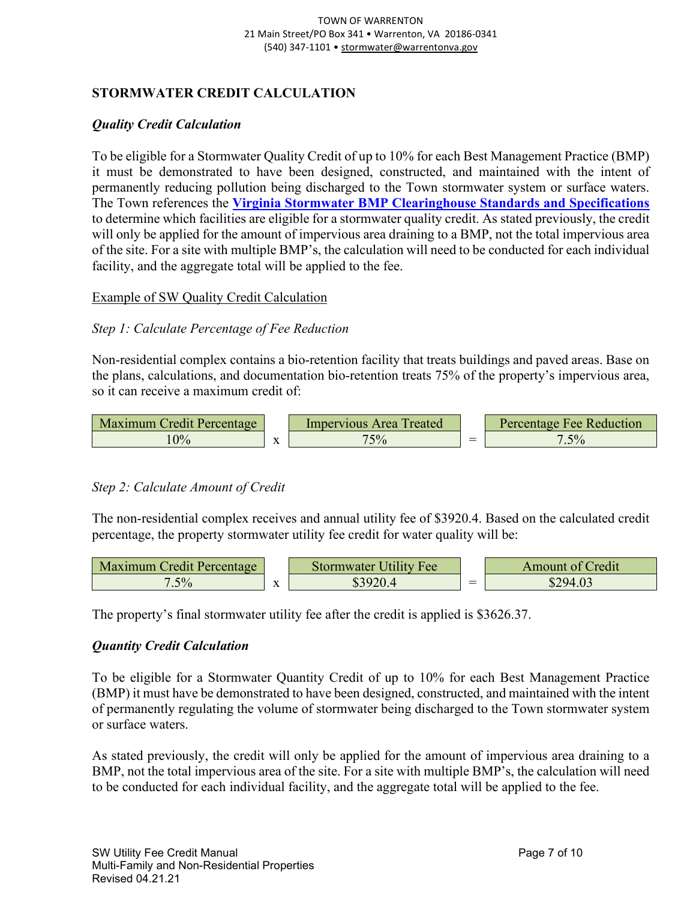## STORMWATER CREDIT CALCULATION

### *Quality Credit Calculation*

To be eligible for a Stormwater Quality Credit of up to 10% for each Best Management Practice (BMP) it must be demonstrated to have been designed, constructed, and maintained with the intent of permanently reducing pollution being discharged to the Town stormwater system or surface waters. The Town references the **Virginia Stormwater BMP Clearinghouse Standards and Specifications** to determine which facilities are eligible for a stormwater quality credit. As stated previously, the credit will only be applied for the amount of impervious area draining to a BMP, not the total impervious area of the site. For a site with multiple BMP's, the calculation will need to be conducted for each individual facility, and the aggregate total will be applied to the fee.

Example of SW Quality Credit Calculation

*Step 1: Calculate Percentage of Fee Reduction*

Non-residential complex contains a bio-retention facility that treats buildings and paved areas. Base on the plans, calculations, and documentation bio-retention treats 75% of the property's impervious area, so it can receive a maximum credit of:

| Maximum Credit Percentage | | Impervious Area Treated | | Percentage Fee Reduction |
|---|---|---|---|---|
| 10% | x | 75% | = | 7.5% |

*Step 2: Calculate Amount of Credit*

The non-residential complex receives and annual utility fee of $3920.4. Based on the calculated credit percentage, the property stormwater utility fee credit for water quality will be:

| Maximum Credit Percentage | | Stormwater Utility Fee | | Amount of Credit |
|---|---|---|---|---|
| 7.5% | x | $3920.4 | = | $294.03 |

The property's final stormwater utility fee after the credit is applied is $3626.37.

### *Quantity Credit Calculation*

To be eligible for a Stormwater Quantity Credit of up to 10% for each Best Management Practice (BMP) it must have be demonstrated to have been designed, constructed, and maintained with the intent of permanently regulating the volume of stormwater being discharged to the Town stormwater system or surface waters.

As stated previously, the credit will only be applied for the amount of impervious area draining to a BMP, not the total impervious area of the site. For a site with multiple BMP's, the calculation will need to be conducted for each individual facility, and the aggregate total will be applied to the fee.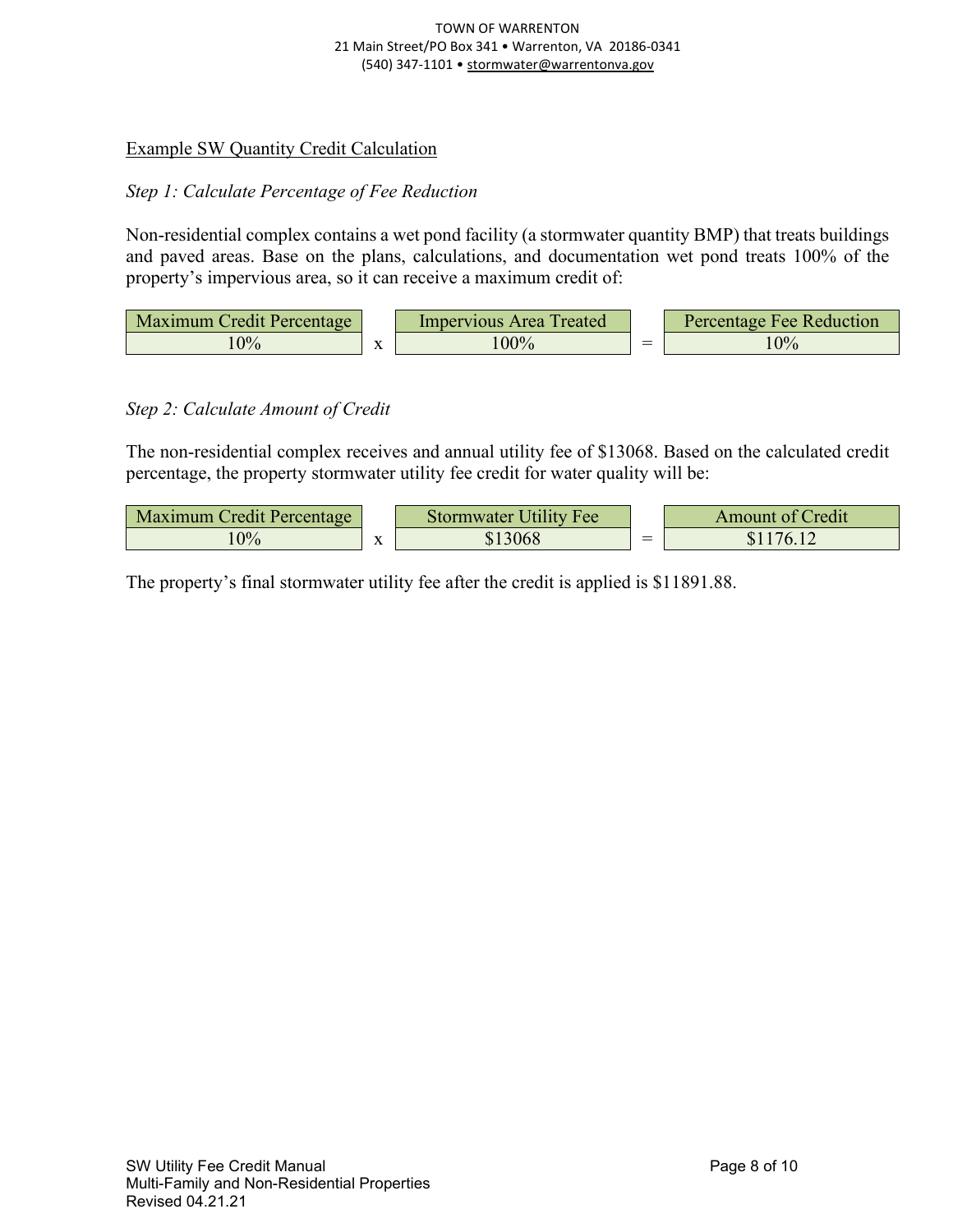TOWN OF WARRENTON
21 Main Street/PO Box 341 • Warrenton, VA 20186-0341
(540) 347-1101 • stormwater@warrentonva.gov

Example SW Quantity Credit Calculation

*Step 1: Calculate Percentage of Fee Reduction*

Non-residential complex contains a wet pond facility (a stormwater quantity BMP) that treats buildings and paved areas. Base on the plans, calculations, and documentation wet pond treats 100% of the property's impervious area, so it can receive a maximum credit of:

| Maximum Credit Percentage | | Impervious Area Treated | | Percentage Fee Reduction |
|---|---|---|---|---|
| 10% | x | 100% | = | 10% |

*Step 2: Calculate Amount of Credit*

The non-residential complex receives and annual utility fee of $13068. Based on the calculated credit percentage, the property stormwater utility fee credit for water quality will be:

| Maximum Credit Percentage | | Stormwater Utility Fee | | Amount of Credit |
|---|---|---|---|---|
| 10% | x | $13068 | = | $1176.12 |

The property's final stormwater utility fee after the credit is applied is $11891.88.

SW Utility Fee Credit Manual
Multi-Family and Non-Residential Properties
Revised 04.21.21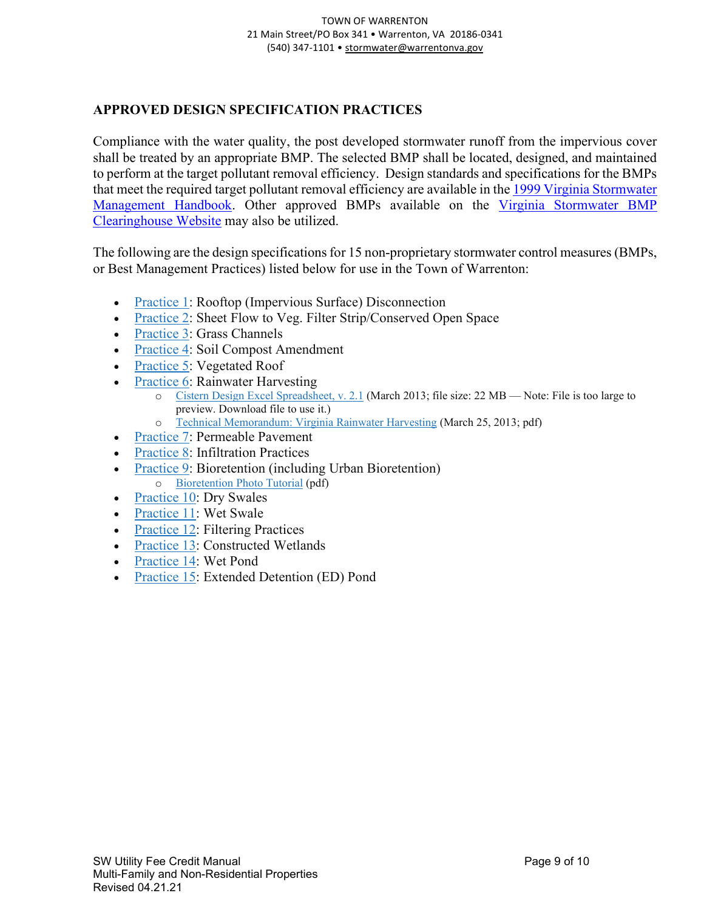## APPROVED DESIGN SPECIFICATION PRACTICES

Compliance with the water quality, the post developed stormwater runoff from the impervious cover shall be treated by an appropriate BMP. The selected BMP shall be located, designed, and maintained to perform at the target pollutant removal efficiency. Design standards and specifications for the BMPs that meet the required target pollutant removal efficiency are available in the 1999 Virginia Stormwater Management Handbook. Other approved BMPs available on the Virginia Stormwater BMP Clearinghouse Website may also be utilized.

The following are the design specifications for 15 non-proprietary stormwater control measures (BMPs, or Best Management Practices) listed below for use in the Town of Warrenton:

- Practice 1: Rooftop (Impervious Surface) Disconnection
- Practice 2: Sheet Flow to Veg. Filter Strip/Conserved Open Space
- Practice 3: Grass Channels
- Practice 4: Soil Compost Amendment
- Practice 5: Vegetated Roof
- Practice 6: Rainwater Harvesting
    - Cistern Design Excel Spreadsheet, v. 2.1 (March 2013; file size: 22 MB — Note: File is too large to preview. Download file to use it.)
    - Technical Memorandum: Virginia Rainwater Harvesting (March 25, 2013; pdf)
- Practice 7: Permeable Pavement
- Practice 8: Infiltration Practices
- Practice 9: Bioretention (including Urban Bioretention)
    - Bioretention Photo Tutorial (pdf)
- Practice 10: Dry Swales
- Practice 11: Wet Swale
- Practice 12: Filtering Practices
- Practice 13: Constructed Wetlands
- Practice 14: Wet Pond
- Practice 15: Extended Detention (ED) Pond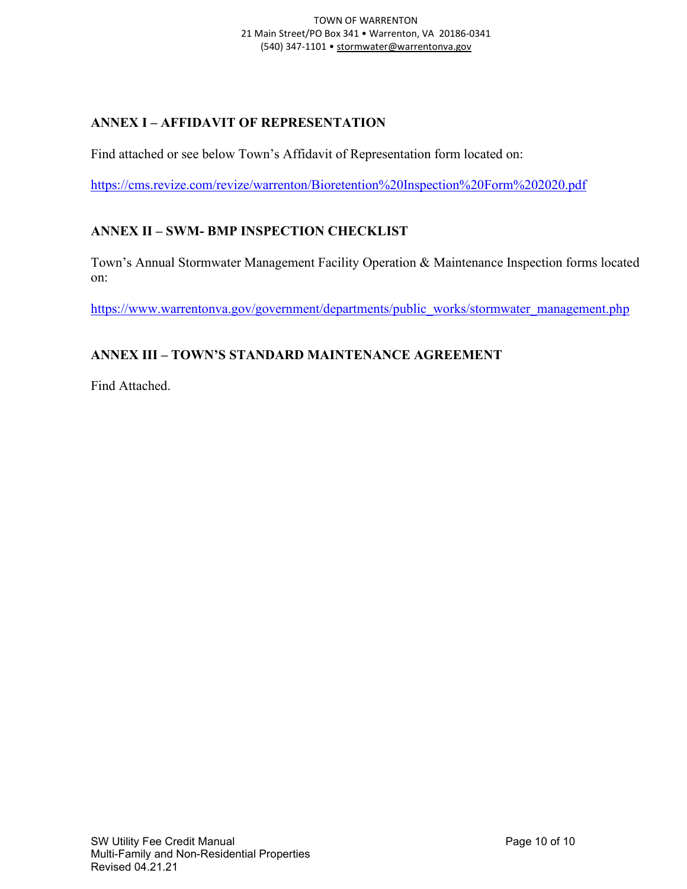## ANNEX I – AFFIDAVIT OF REPRESENTATION

Find attached or see below Town's Affidavit of Representation form located on:

https://cms.revize.com/revize/warrenton/Bioretention%20Inspection%20Form%202020.pdf

## ANNEX II – SWM- BMP INSPECTION CHECKLIST

Town's Annual Stormwater Management Facility Operation & Maintenance Inspection forms located on:

https://www.warrentonva.gov/government/departments/public_works/stormwater_management.php

## ANNEX III – TOWN'S STANDARD MAINTENANCE AGREEMENT

Find Attached.